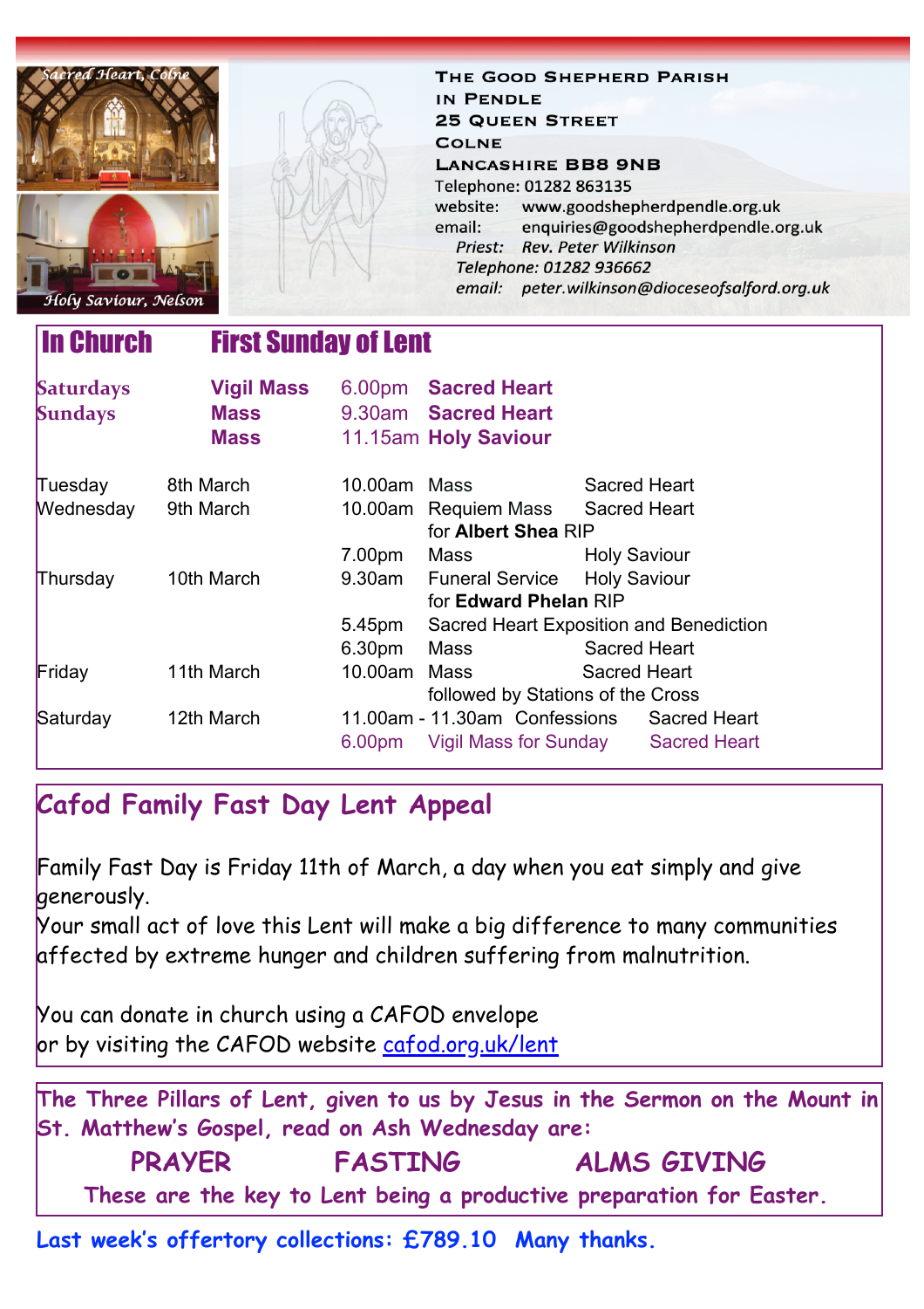Sacred Heart, Colne

Holy Saviour, Nelson

**The Good Shepherd Parish in Pendle**
**25 Queen Street**
**Colne**
**Lancashire BB8 9NB**

Telephone: 01282 863135
website: www.goodshepherdpendle.org.uk
email: enquiries@goodshepherdpendle.org.uk
*Priest: Rev. Peter Wilkinson*
*Telephone: 01282 936662*
*email: peter.wilkinson@dioceseofsalford.org.uk*

## In Church — First Sunday of Lent

| | | | | |
|---|---|---|---|---|
| **Saturdays** | **Vigil Mass** | 6.00pm | **Sacred Heart** | |
| **Sundays** | **Mass** | 9.30am | **Sacred Heart** | |
| | **Mass** | 11.15am | **Holy Saviour** | |
| Tuesday | 8th March | 10.00am | Mass | Sacred Heart |
| Wednesday | 9th March | 10.00am | Requiem Mass for **Albert Shea** RIP | Sacred Heart |
| | | 7.00pm | Mass | Holy Saviour |
| Thursday | 10th March | 9.30am | Funeral Service for **Edward Phelan** RIP | Holy Saviour |
| | | 5.45pm | Sacred Heart Exposition and Benediction | |
| | | 6.30pm | Mass | Sacred Heart |
| Friday | 11th March | 10.00am | Mass followed by Stations of the Cross | Sacred Heart |
| Saturday | 12th March | 11.00am - 11.30am | Confessions | Sacred Heart |
| | | 6.00pm | Vigil Mass for Sunday | Sacred Heart |

## Cafod Family Fast Day Lent Appeal

Family Fast Day is Friday 11th of March, a day when you eat simply and give generously.
Your small act of love this Lent will make a big difference to many communities affected by extreme hunger and children suffering from malnutrition.

You can donate in church using a CAFOD envelope
or by visiting the CAFOD website cafod.org.uk/lent

**The Three Pillars of Lent, given to us by Jesus in the Sermon on the Mount in St. Matthew's Gospel, read on Ash Wednesday are:**

**PRAYER FASTING ALMS GIVING**

**These are the key to Lent being a productive preparation for Easter.**

**Last week's offertory collections: £789.10 Many thanks.**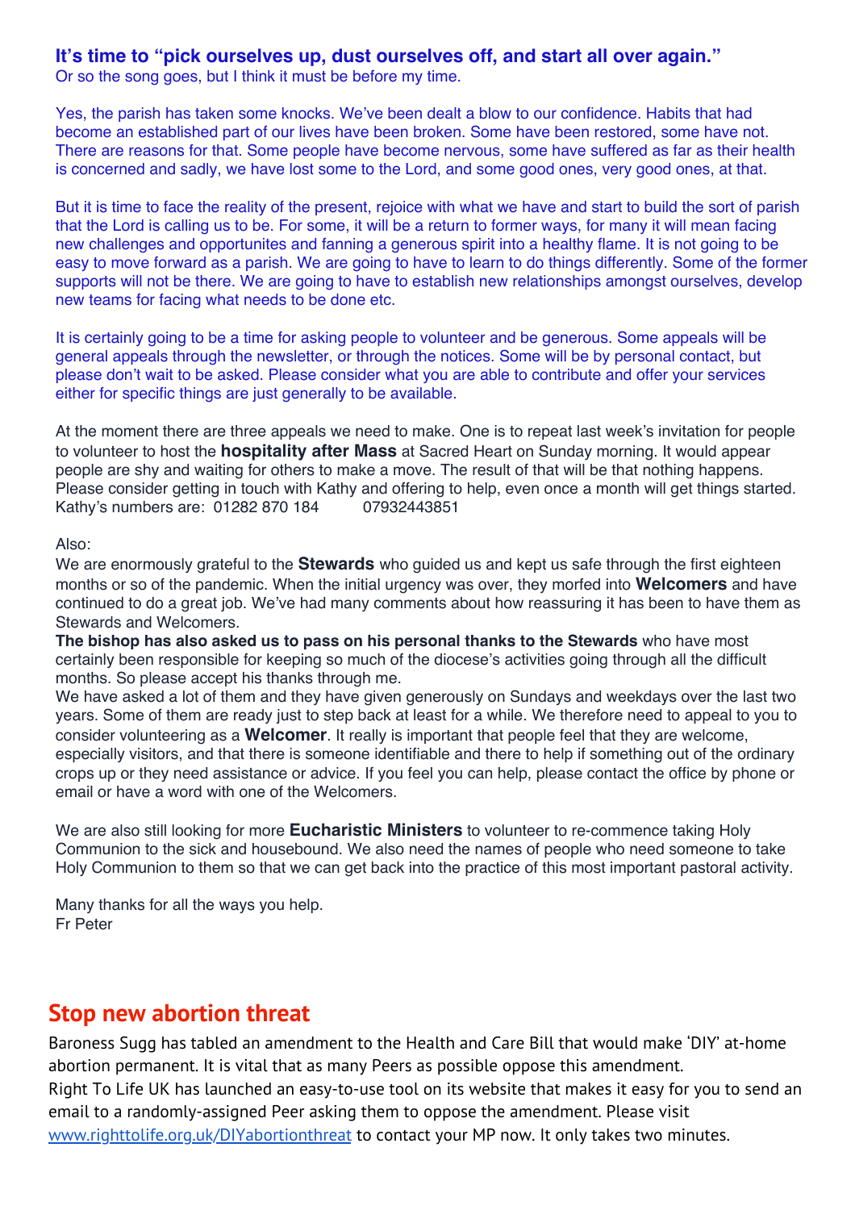**It's time to "pick ourselves up, dust ourselves off, and start all over again."**
Or so the song goes, but I think it must be before my time.

Yes, the parish has taken some knocks. We've been dealt a blow to our confidence. Habits that had become an established part of our lives have been broken. Some have been restored, some have not. There are reasons for that. Some people have become nervous, some have suffered as far as their health is concerned and sadly, we have lost some to the Lord, and some good ones, very good ones, at that.

But it is time to face the reality of the present, rejoice with what we have and start to build the sort of parish that the Lord is calling us to be. For some, it will be a return to former ways, for many it will mean facing new challenges and opportunites and fanning a generous spirit into a healthy flame. It is not going to be easy to move forward as a parish. We are going to have to learn to do things differently. Some of the former supports will not be there. We are going to have to establish new relationships amongst ourselves, develop new teams for facing what needs to be done etc.

It is certainly going to be a time for asking people to volunteer and be generous. Some appeals will be general appeals through the newsletter, or through the notices. Some will be by personal contact, but please don't wait to be asked. Please consider what you are able to contribute and offer your services either for specific things are just generally to be available.

At the moment there are three appeals we need to make. One is to repeat last week's invitation for people to volunteer to host the **hospitality after Mass** at Sacred Heart on Sunday morning. It would appear people are shy and waiting for others to make a move. The result of that will be that nothing happens. Please consider getting in touch with Kathy and offering to help, even once a month will get things started. Kathy's numbers are: 01282 870 184 07932443851

Also:
We are enormously grateful to the **Stewards** who guided us and kept us safe through the first eighteen months or so of the pandemic. When the initial urgency was over, they morfed into **Welcomers** and have continued to do a great job. We've had many comments about how reassuring it has been to have them as Stewards and Welcomers.
**The bishop has also asked us to pass on his personal thanks to the Stewards** who have most certainly been responsible for keeping so much of the diocese's activities going through all the difficult months. So please accept his thanks through me.
We have asked a lot of them and they have given generously on Sundays and weekdays over the last two years. Some of them are ready just to step back at least for a while. We therefore need to appeal to you to consider volunteering as a **Welcomer**. It really is important that people feel that they are welcome, especially visitors, and that there is someone identifiable and there to help if something out of the ordinary crops up or they need assistance or advice. If you feel you can help, please contact the office by phone or email or have a word with one of the Welcomers.

We are also still looking for more **Eucharistic Ministers** to volunteer to re-commence taking Holy Communion to the sick and housebound. We also need the names of people who need someone to take Holy Communion to them so that we can get back into the practice of this most important pastoral activity.

Many thanks for all the ways you help.
Fr Peter

## Stop new abortion threat

Baroness Sugg has tabled an amendment to the Health and Care Bill that would make 'DIY' at-home abortion permanent. It is vital that as many Peers as possible oppose this amendment.
Right To Life UK has launched an easy-to-use tool on its website that makes it easy for you to send an email to a randomly-assigned Peer asking them to oppose the amendment. Please visit [www.righttolife.org.uk/DIYabortionthreat](http://www.righttolife.org.uk/DIYabortionthreat) to contact your MP now. It only takes two minutes.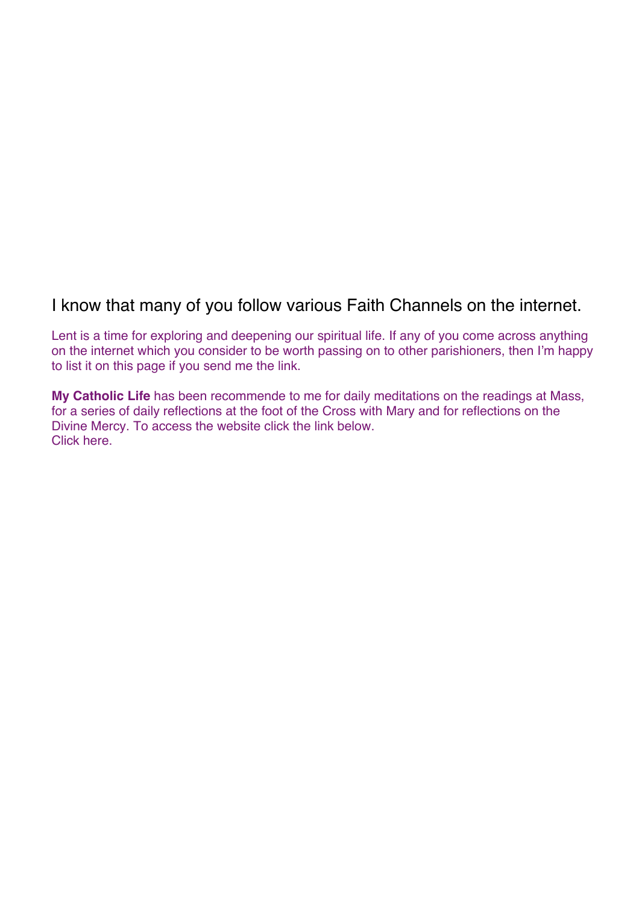I know that many of you follow various Faith Channels on the internet.

Lent is a time for exploring and deepening our spiritual life. If any of you come across anything on the internet which you consider to be worth passing on to other parishioners, then I'm happy to list it on this page if you send me the link.

**My Catholic Life** has been recommende to me for daily meditations on the readings at Mass, for a series of daily reflections at the foot of the Cross with Mary and for reflections on the Divine Mercy. To access the website click the link below.
Click here.